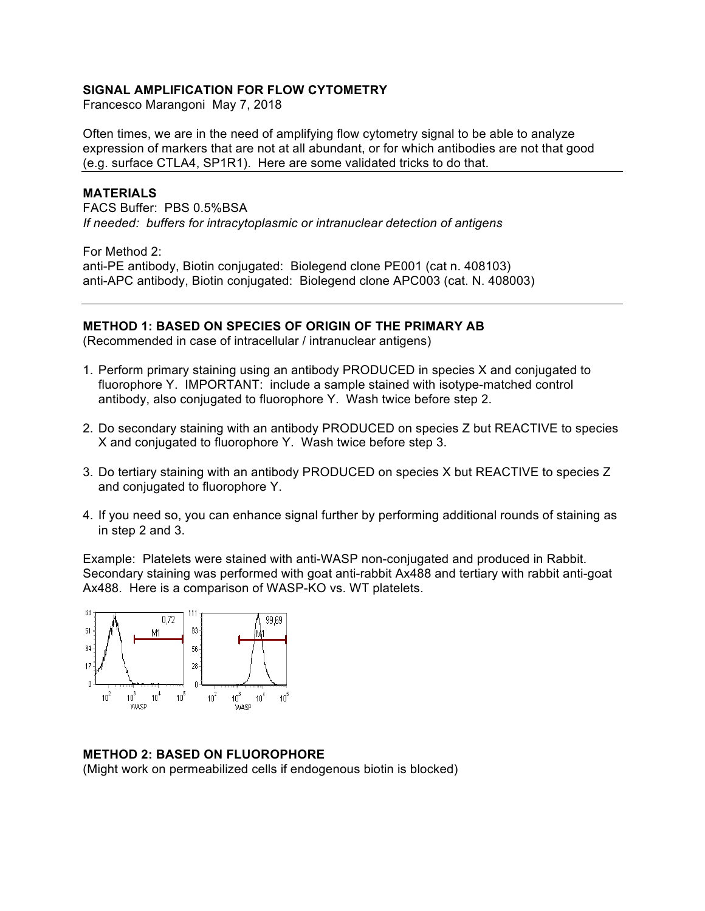**SIGNAL AMPLIFICATION FOR FLOW CYTOMETRY**

Francesco Marangoni May 7, 2018

Often times, we are in the need of amplifying flow cytometry signal to be able to analyze expression of markers that are not at all abundant, or for which antibodies are not that good (e.g. surface CTLA4, SP1R1). Here are some validated tricks to do that.

---

**MATERIALS**

FACS Buffer: PBS 0.5%BSA

*If needed: buffers for intracytoplasmic or intranuclear detection of antigens*

For Method 2:

anti-PE antibody, Biotin conjugated: Biolegend clone PE001 (cat n. 408103)

anti-APC antibody, Biotin conjugated: Biolegend clone APC003 (cat. N. 408003)

---

**METHOD 1: BASED ON SPECIES OF ORIGIN OF THE PRIMARY AB**

(Recommended in case of intracellular / intranuclear antigens)

1. Perform primary staining using an antibody PRODUCED in species X and conjugated to fluorophore Y. IMPORTANT: include a sample stained with isotype-matched control antibody, also conjugated to fluorophore Y. Wash twice before step 2.
2. Do secondary staining with an antibody PRODUCED on species Z but REACTIVE to species X and conjugated to fluorophore Y. Wash twice before step 3.
3. Do tertiary staining with an antibody PRODUCED on species X but REACTIVE to species Z and conjugated to fluorophore Y.
4. If you need so, you can enhance signal further by performing additional rounds of staining as in step 2 and 3.

Example: Platelets were stained with anti-WASP non-conjugated and produced in Rabbit. Secondary staining was performed with goat anti-rabbit Ax488 and tertiary with rabbit anti-goat Ax488. Here is a comparison of WASP-KO vs. WT platelets.

**METHOD 2: BASED ON FLUOROPHORE**

(Might work on permeabilized cells if endogenous biotin is blocked)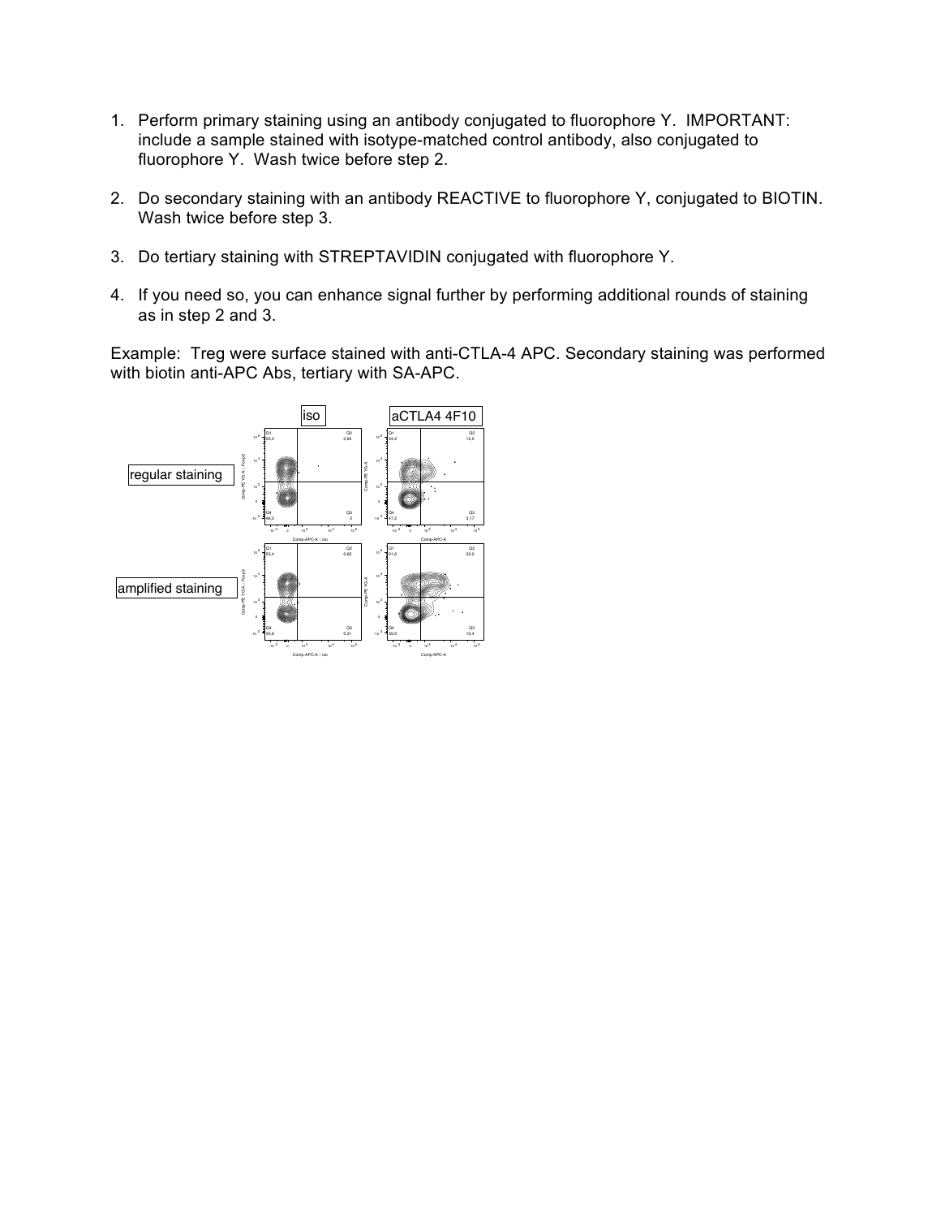1. Perform primary staining using an antibody conjugated to fluorophore Y. IMPORTANT: include a sample stained with isotype-matched control antibody, also conjugated to fluorophore Y. Wash twice before step 2.

2. Do secondary staining with an antibody REACTIVE to fluorophore Y, conjugated to BIOTIN. Wash twice before step 3.

3. Do tertiary staining with STREPTAVIDIN conjugated with fluorophore Y.

4. If you need so, you can enhance signal further by performing additional rounds of staining as in step 2 and 3.

Example: Treg were surface stained with anti-CTLA-4 APC. Secondary staining was performed with biotin anti-APC Abs, tertiary with SA-APC.

iso

aCTLA4 4F10

regular staining

amplified staining

Q1 53,4

Q2 0,65

Q4 46,0

Q3 0

Q1 34,2

Q2 15,5

Q4 47,2

Q3 3,17

Q1 53,4

Q2 0,62

Q4 45,6

Q3 0,31

Q1 21,6

Q2 32,0

Q4 35,9

Q3 10,4

Comp-PE YG-A :: Foxp3

Comp-PE YG-A

Comp-APC-A :: iso

Comp-APC-A